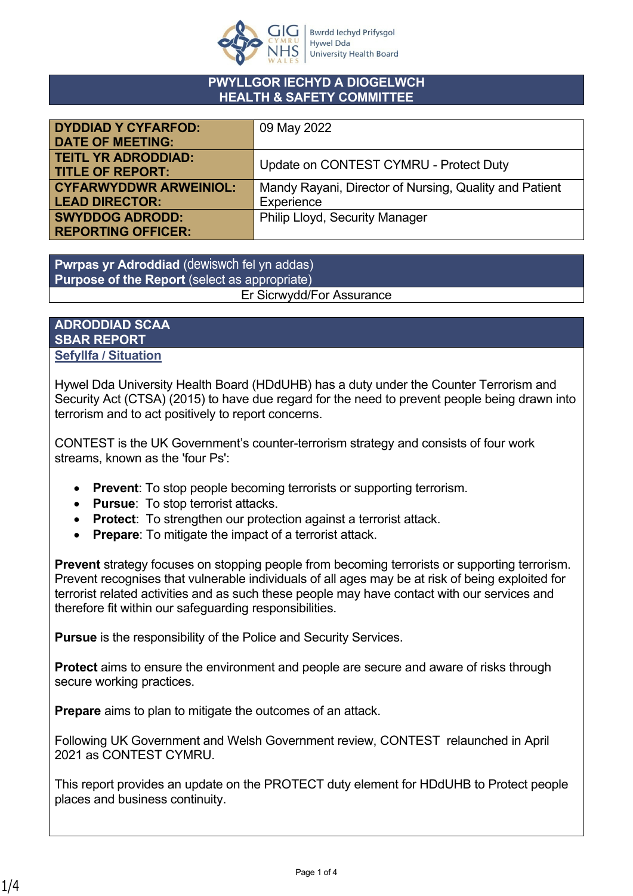## PWYLLGOR IECHYD A DIOGELWCH
## HEALTH & SAFETY COMMITTEE

| | |
|---|---|
| **DYDDIAD Y CYFARFOD: DATE OF MEETING:** | 09 May 2022 |
| **TEITL YR ADRODDIAD: TITLE OF REPORT:** | Update on CONTEST CYMRU - Protect Duty |
| **CYFARWYDDWR ARWEINIOL: LEAD DIRECTOR:** | Mandy Rayani, Director of Nursing, Quality and Patient Experience |
| **SWYDDOG ADRODD: REPORTING OFFICER:** | Philip Lloyd, Security Manager |

| **Pwrpas yr Adroddiad** (dewiswch fel yn addas) **Purpose of the Report** (select as appropriate) |
|---|
| Er Sicrwydd/For Assurance |

## ADRODDIAD SCAA
## SBAR REPORT

**Sefyllfa / Situation**

Hywel Dda University Health Board (HDdUHB) has a duty under the Counter Terrorism and Security Act (CTSA) (2015) to have due regard for the need to prevent people being drawn into terrorism and to act positively to report concerns.

CONTEST is the UK Government's counter-terrorism strategy and consists of four work streams, known as the 'four Ps':

- **Prevent**: To stop people becoming terrorists or supporting terrorism.
- **Pursue**: To stop terrorist attacks.
- **Protect**: To strengthen our protection against a terrorist attack.
- **Prepare**: To mitigate the impact of a terrorist attack.

**Prevent** strategy focuses on stopping people from becoming terrorists or supporting terrorism. Prevent recognises that vulnerable individuals of all ages may be at risk of being exploited for terrorist related activities and as such these people may have contact with our services and therefore fit within our safeguarding responsibilities.

**Pursue** is the responsibility of the Police and Security Services.

**Protect** aims to ensure the environment and people are secure and aware of risks through secure working practices.

**Prepare** aims to plan to mitigate the outcomes of an attack.

Following UK Government and Welsh Government review, CONTEST relaunched in April 2021 as CONTEST CYMRU.

This report provides an update on the PROTECT duty element for HDdUHB to Protect people places and business continuity.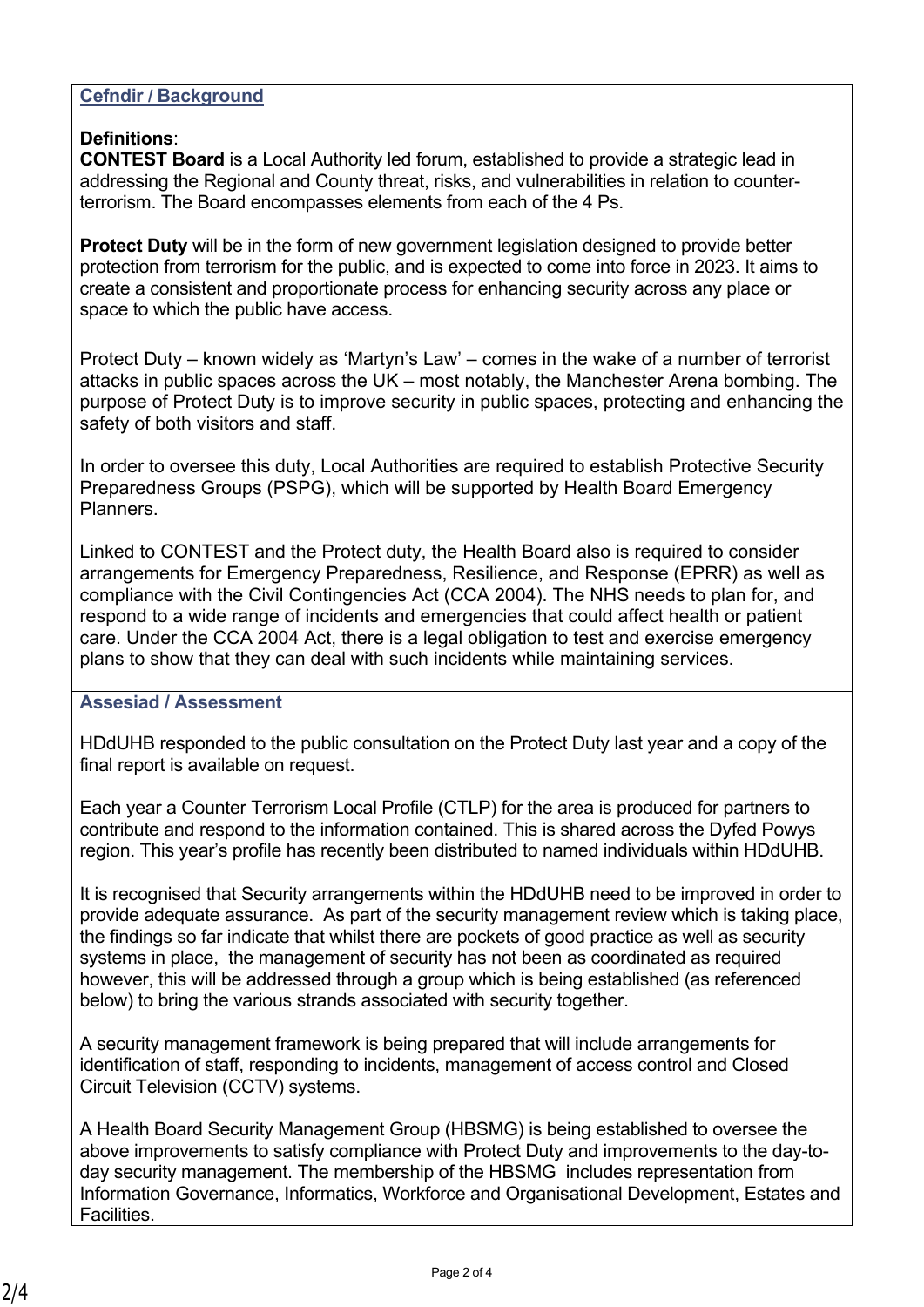## Cefndir / Background

**Definitions**:

**CONTEST Board** is a Local Authority led forum, established to provide a strategic lead in addressing the Regional and County threat, risks, and vulnerabilities in relation to counter-terrorism. The Board encompasses elements from each of the 4 Ps.

**Protect Duty** will be in the form of new government legislation designed to provide better protection from terrorism for the public, and is expected to come into force in 2023. It aims to create a consistent and proportionate process for enhancing security across any place or space to which the public have access.

Protect Duty – known widely as 'Martyn's Law' – comes in the wake of a number of terrorist attacks in public spaces across the UK – most notably, the Manchester Arena bombing. The purpose of Protect Duty is to improve security in public spaces, protecting and enhancing the safety of both visitors and staff.

In order to oversee this duty, Local Authorities are required to establish Protective Security Preparedness Groups (PSPG), which will be supported by Health Board Emergency Planners.

Linked to CONTEST and the Protect duty, the Health Board also is required to consider arrangements for Emergency Preparedness, Resilience, and Response (EPRR) as well as compliance with the Civil Contingencies Act (CCA 2004). The NHS needs to plan for, and respond to a wide range of incidents and emergencies that could affect health or patient care. Under the CCA 2004 Act, there is a legal obligation to test and exercise emergency plans to show that they can deal with such incidents while maintaining services.

## Assesiad / Assessment

HDdUHB responded to the public consultation on the Protect Duty last year and a copy of the final report is available on request.

Each year a Counter Terrorism Local Profile (CTLP) for the area is produced for partners to contribute and respond to the information contained. This is shared across the Dyfed Powys region. This year's profile has recently been distributed to named individuals within HDdUHB.

It is recognised that Security arrangements within the HDdUHB need to be improved in order to provide adequate assurance. As part of the security management review which is taking place, the findings so far indicate that whilst there are pockets of good practice as well as security systems in place, the management of security has not been as coordinated as required however, this will be addressed through a group which is being established (as referenced below) to bring the various strands associated with security together.

A security management framework is being prepared that will include arrangements for identification of staff, responding to incidents, management of access control and Closed Circuit Television (CCTV) systems.

A Health Board Security Management Group (HBSMG) is being established to oversee the above improvements to satisfy compliance with Protect Duty and improvements to the day-to-day security management. The membership of the HBSMG includes representation from Information Governance, Informatics, Workforce and Organisational Development, Estates and Facilities.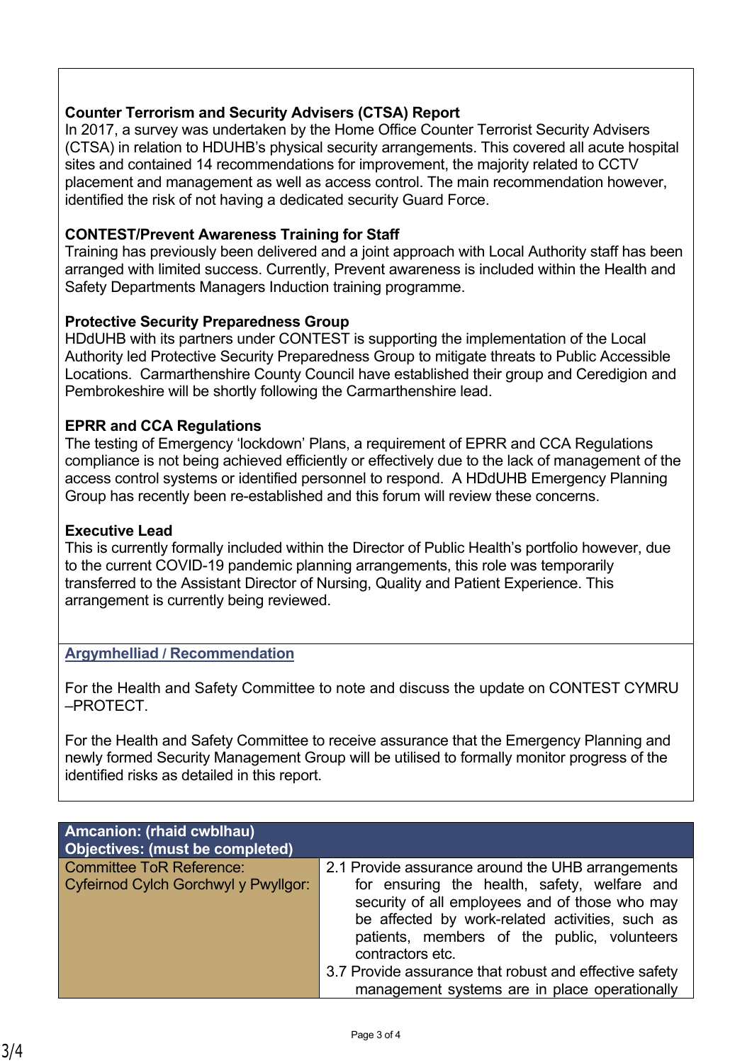**Counter Terrorism and Security Advisers (CTSA) Report**
In 2017, a survey was undertaken by the Home Office Counter Terrorist Security Advisers (CTSA) in relation to HDUHB's physical security arrangements. This covered all acute hospital sites and contained 14 recommendations for improvement, the majority related to CCTV placement and management as well as access control. The main recommendation however, identified the risk of not having a dedicated security Guard Force.

**CONTEST/Prevent Awareness Training for Staff**
Training has previously been delivered and a joint approach with Local Authority staff has been arranged with limited success. Currently, Prevent awareness is included within the Health and Safety Departments Managers Induction training programme.

**Protective Security Preparedness Group**
HDdUHB with its partners under CONTEST is supporting the implementation of the Local Authority led Protective Security Preparedness Group to mitigate threats to Public Accessible Locations. Carmarthenshire County Council have established their group and Ceredigion and Pembrokeshire will be shortly following the Carmarthenshire lead.

**EPRR and CCA Regulations**
The testing of Emergency 'lockdown' Plans, a requirement of EPRR and CCA Regulations compliance is not being achieved efficiently or effectively due to the lack of management of the access control systems or identified personnel to respond. A HDdUHB Emergency Planning Group has recently been re-established and this forum will review these concerns.

**Executive Lead**
This is currently formally included within the Director of Public Health's portfolio however, due to the current COVID-19 pandemic planning arrangements, this role was temporarily transferred to the Assistant Director of Nursing, Quality and Patient Experience. This arrangement is currently being reviewed.

**Argymhelliad / Recommendation**

For the Health and Safety Committee to note and discuss the update on CONTEST CYMRU –PROTECT.

For the Health and Safety Committee to receive assurance that the Emergency Planning and newly formed Security Management Group will be utilised to formally monitor progress of the identified risks as detailed in this report.

| **Amcanion: (rhaid cwblhau)**<br>**Objectives: (must be completed)** | |
|---|---|
| Committee ToR Reference:<br>Cyfeirnod Cylch Gorchwyl y Pwyllgor: | 2.1 Provide assurance around the UHB arrangements for ensuring the health, safety, welfare and security of all employees and of those who may be affected by work-related activities, such as patients, members of the public, volunteers contractors etc.<br>3.7 Provide assurance that robust and effective safety management systems are in place operationally |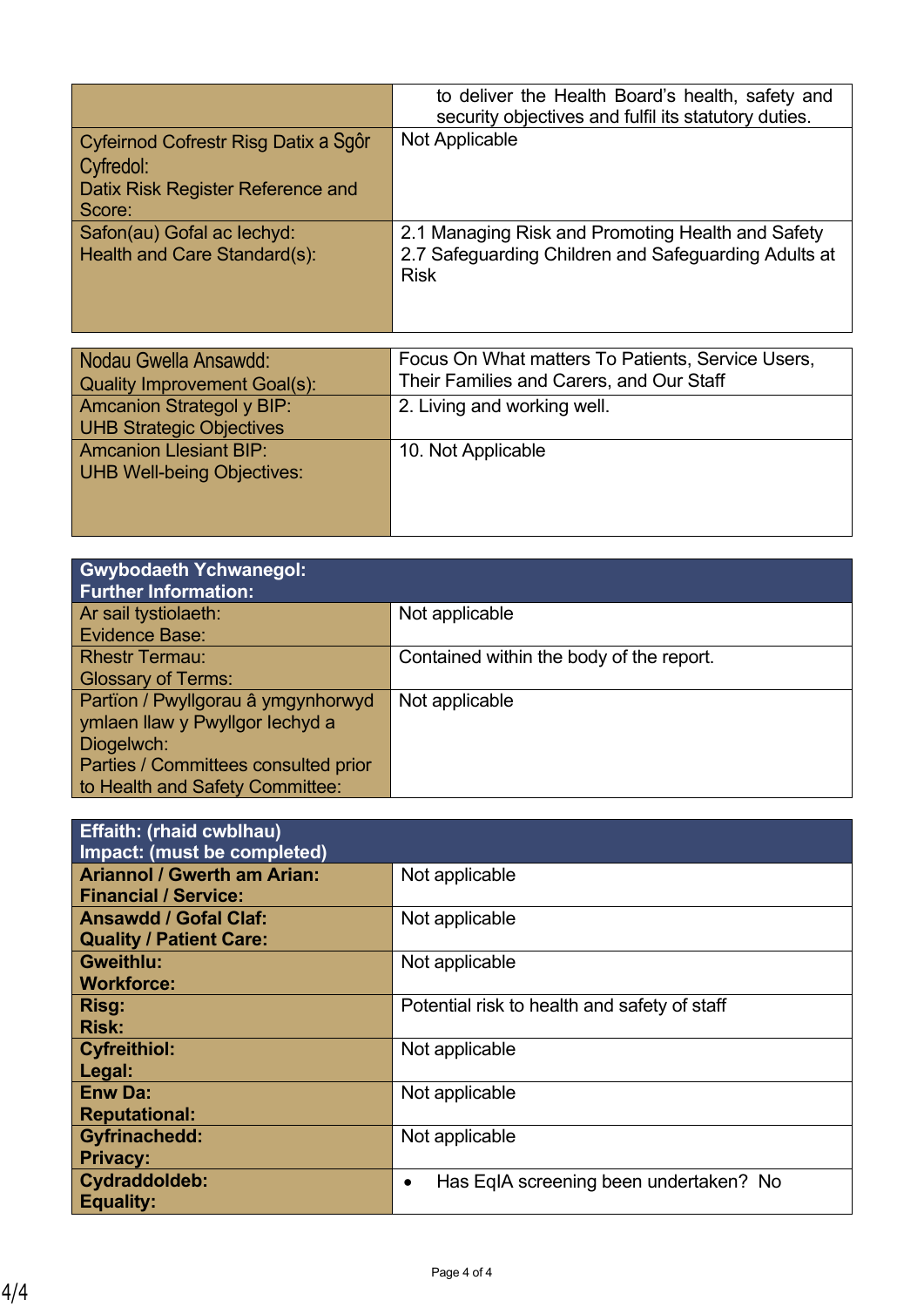| | |
|---|---|
| | to deliver the Health Board's health, safety and security objectives and fulfil its statutory duties. |
| Cyfeirnod Cofrestr Risg Datix a Sgôr Cyfredol:<br>Datix Risk Register Reference and Score: | Not Applicable |
| Safon(au) Gofal ac Iechyd:<br>Health and Care Standard(s): | 2.1 Managing Risk and Promoting Health and Safety<br>2.7 Safeguarding Children and Safeguarding Adults at Risk |

| | |
|---|---|
| Nodau Gwella Ansawdd:<br>Quality Improvement Goal(s): | Focus On What matters To Patients, Service Users, Their Families and Carers, and Our Staff |
| Amcanion Strategol y BIP:<br>UHB Strategic Objectives | 2. Living and working well. |
| Amcanion Llesiant BIP:<br>UHB Well-being Objectives: | 10. Not Applicable |

| **Gwybodaeth Ychwanegol:<br>Further Information:** | |
|---|---|
| Ar sail tystiolaeth:<br>Evidence Base: | Not applicable |
| Rhestr Termau:<br>Glossary of Terms: | Contained within the body of the report. |
| Partïon / Pwyllgorau â ymgynhorwyd ymlaen llaw y Pwyllgor Iechyd a Diogelwch:<br>Parties / Committees consulted prior to Health and Safety Committee: | Not applicable |

| **Effaith: (rhaid cwblhau)<br>Impact: (must be completed)** | |
|---|---|
| **Ariannol / Gwerth am Arian:<br>Financial / Service:** | Not applicable |
| **Ansawdd / Gofal Claf:<br>Quality / Patient Care:** | Not applicable |
| **Gweithlu:<br>Workforce:** | Not applicable |
| **Risg:<br>Risk:** | Potential risk to health and safety of staff |
| **Cyfreithiol:<br>Legal:** | Not applicable |
| **Enw Da:<br>Reputational:** | Not applicable |
| **Gyfrinachedd:<br>Privacy:** | Not applicable |
| **Cydraddoldeb:<br>Equality:** | • Has EqIA screening been undertaken? No |